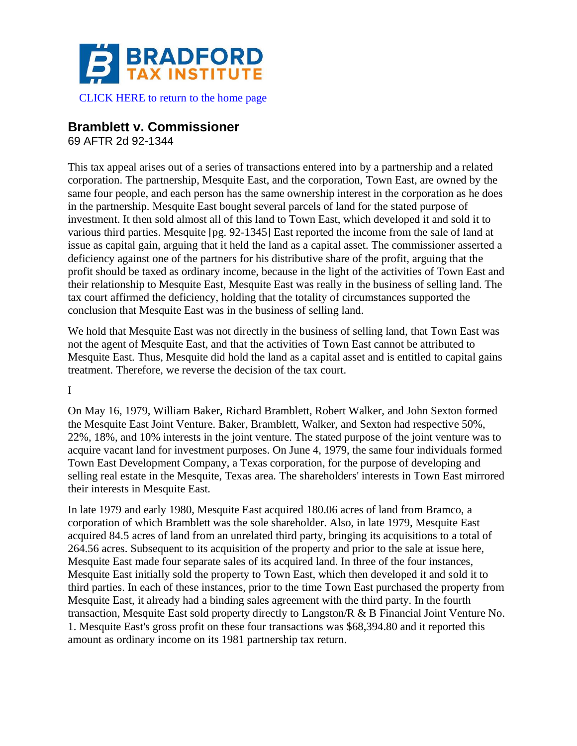CLICK HERE to return to the home page

# Bramblett v. Commissioner

69 AFTR 2d 92-1344

This tax appeal arises out of a series of transactions entered into by a partnership and a related corporation. The partnership, Mesquite East, and the corporation, Town East, are owned by the same four people, and each person has the same ownership interest in the corporation as he does in the partnership. Mesquite East bought several parcels of land for the stated purpose of investment. It then sold almost all of this land to Town East, which developed it and sold it to various third parties. Mesquite [pg. 92-1345] East reported the income from the sale of land at issue as capital gain, arguing that it held the land as a capital asset. The commissioner asserted a deficiency against one of the partners for his distributive share of the profit, arguing that the profit should be taxed as ordinary income, because in the light of the activities of Town East and their relationship to Mesquite East, Mesquite East was really in the business of selling land. The tax court affirmed the deficiency, holding that the totality of circumstances supported the conclusion that Mesquite East was in the business of selling land.

We hold that Mesquite East was not directly in the business of selling land, that Town East was not the agent of Mesquite East, and that the activities of Town East cannot be attributed to Mesquite East. Thus, Mesquite did hold the land as a capital asset and is entitled to capital gains treatment. Therefore, we reverse the decision of the tax court.

I

On May 16, 1979, William Baker, Richard Bramblett, Robert Walker, and John Sexton formed the Mesquite East Joint Venture. Baker, Bramblett, Walker, and Sexton had respective 50%, 22%, 18%, and 10% interests in the joint venture. The stated purpose of the joint venture was to acquire vacant land for investment purposes. On June 4, 1979, the same four individuals formed Town East Development Company, a Texas corporation, for the purpose of developing and selling real estate in the Mesquite, Texas area. The shareholders' interests in Town East mirrored their interests in Mesquite East.

In late 1979 and early 1980, Mesquite East acquired 180.06 acres of land from Bramco, a corporation of which Bramblett was the sole shareholder. Also, in late 1979, Mesquite East acquired 84.5 acres of land from an unrelated third party, bringing its acquisitions to a total of 264.56 acres. Subsequent to its acquisition of the property and prior to the sale at issue here, Mesquite East made four separate sales of its acquired land. In three of the four instances, Mesquite East initially sold the property to Town East, which then developed it and sold it to third parties. In each of these instances, prior to the time Town East purchased the property from Mesquite East, it already had a binding sales agreement with the third party. In the fourth transaction, Mesquite East sold property directly to Langston/R & B Financial Joint Venture No. 1. Mesquite East's gross profit on these four transactions was $68,394.80 and it reported this amount as ordinary income on its 1981 partnership tax return.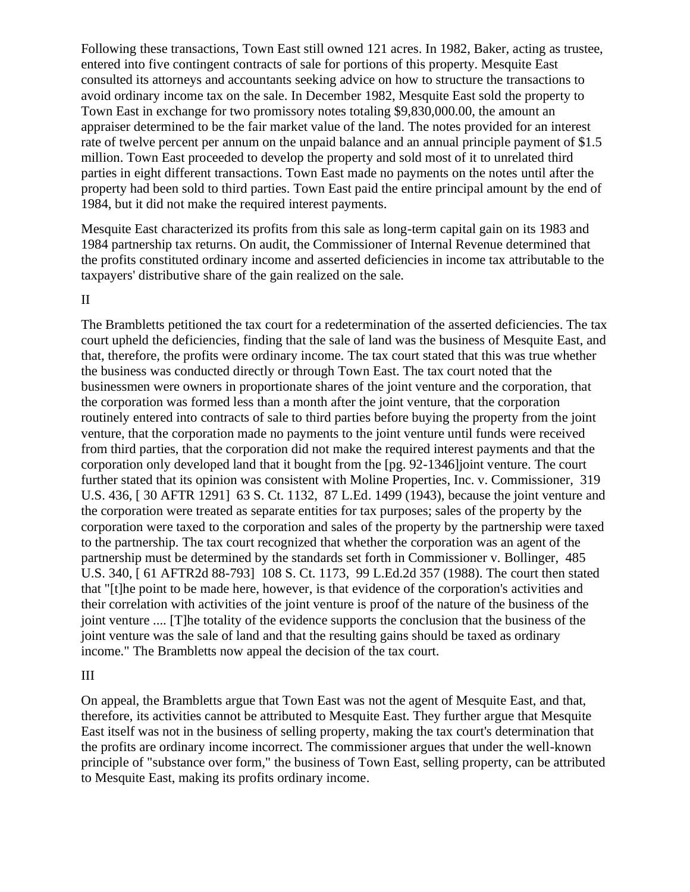Following these transactions, Town East still owned 121 acres. In 1982, Baker, acting as trustee, entered into five contingent contracts of sale for portions of this property. Mesquite East consulted its attorneys and accountants seeking advice on how to structure the transactions to avoid ordinary income tax on the sale. In December 1982, Mesquite East sold the property to Town East in exchange for two promissory notes totaling $9,830,000.00, the amount an appraiser determined to be the fair market value of the land. The notes provided for an interest rate of twelve percent per annum on the unpaid balance and an annual principle payment of $1.5 million. Town East proceeded to develop the property and sold most of it to unrelated third parties in eight different transactions. Town East made no payments on the notes until after the property had been sold to third parties. Town East paid the entire principal amount by the end of 1984, but it did not make the required interest payments.

Mesquite East characterized its profits from this sale as long-term capital gain on its 1983 and 1984 partnership tax returns. On audit, the Commissioner of Internal Revenue determined that the profits constituted ordinary income and asserted deficiencies in income tax attributable to the taxpayers' distributive share of the gain realized on the sale.

II

The Brambletts petitioned the tax court for a redetermination of the asserted deficiencies. The tax court upheld the deficiencies, finding that the sale of land was the business of Mesquite East, and that, therefore, the profits were ordinary income. The tax court stated that this was true whether the business was conducted directly or through Town East. The tax court noted that the businessmen were owners in proportionate shares of the joint venture and the corporation, that the corporation was formed less than a month after the joint venture, that the corporation routinely entered into contracts of sale to third parties before buying the property from the joint venture, that the corporation made no payments to the joint venture until funds were received from third parties, that the corporation did not make the required interest payments and that the corporation only developed land that it bought from the [pg. 92-1346]joint venture. The court further stated that its opinion was consistent with Moline Properties, Inc. v. Commissioner, 319 U.S. 436, [ 30 AFTR 1291] 63 S. Ct. 1132, 87 L.Ed. 1499 (1943), because the joint venture and the corporation were treated as separate entities for tax purposes; sales of the property by the corporation were taxed to the corporation and sales of the property by the partnership were taxed to the partnership. The tax court recognized that whether the corporation was an agent of the partnership must be determined by the standards set forth in Commissioner v. Bollinger, 485 U.S. 340, [ 61 AFTR2d 88-793] 108 S. Ct. 1173, 99 L.Ed.2d 357 (1988). The court then stated that "[t]he point to be made here, however, is that evidence of the corporation's activities and their correlation with activities of the joint venture is proof of the nature of the business of the joint venture .... [T]he totality of the evidence supports the conclusion that the business of the joint venture was the sale of land and that the resulting gains should be taxed as ordinary income." The Brambletts now appeal the decision of the tax court.

III

On appeal, the Brambletts argue that Town East was not the agent of Mesquite East, and that, therefore, its activities cannot be attributed to Mesquite East. They further argue that Mesquite East itself was not in the business of selling property, making the tax court's determination that the profits are ordinary income incorrect. The commissioner argues that under the well-known principle of "substance over form," the business of Town East, selling property, can be attributed to Mesquite East, making its profits ordinary income.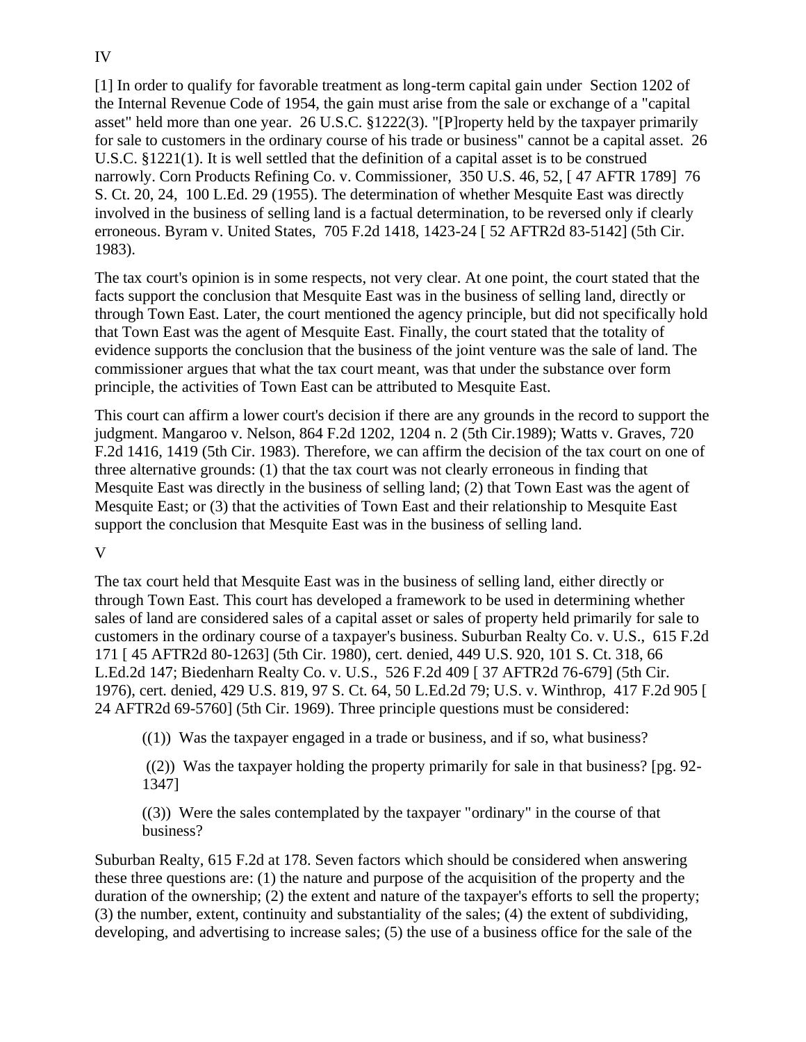IV

[1] In order to qualify for favorable treatment as long-term capital gain under Section 1202 of the Internal Revenue Code of 1954, the gain must arise from the sale or exchange of a "capital asset" held more than one year. 26 U.S.C. §1222(3). "[P]roperty held by the taxpayer primarily for sale to customers in the ordinary course of his trade or business" cannot be a capital asset. 26 U.S.C. §1221(1). It is well settled that the definition of a capital asset is to be construed narrowly. Corn Products Refining Co. v. Commissioner, 350 U.S. 46, 52, [ 47 AFTR 1789] 76 S. Ct. 20, 24, 100 L.Ed. 29 (1955). The determination of whether Mesquite East was directly involved in the business of selling land is a factual determination, to be reversed only if clearly erroneous. Byram v. United States, 705 F.2d 1418, 1423-24 [ 52 AFTR2d 83-5142] (5th Cir. 1983).

The tax court's opinion is in some respects, not very clear. At one point, the court stated that the facts support the conclusion that Mesquite East was in the business of selling land, directly or through Town East. Later, the court mentioned the agency principle, but did not specifically hold that Town East was the agent of Mesquite East. Finally, the court stated that the totality of evidence supports the conclusion that the business of the joint venture was the sale of land. The commissioner argues that what the tax court meant, was that under the substance over form principle, the activities of Town East can be attributed to Mesquite East.

This court can affirm a lower court's decision if there are any grounds in the record to support the judgment. Mangaroo v. Nelson, 864 F.2d 1202, 1204 n. 2 (5th Cir.1989); Watts v. Graves, 720 F.2d 1416, 1419 (5th Cir. 1983). Therefore, we can affirm the decision of the tax court on one of three alternative grounds: (1) that the tax court was not clearly erroneous in finding that Mesquite East was directly in the business of selling land; (2) that Town East was the agent of Mesquite East; or (3) that the activities of Town East and their relationship to Mesquite East support the conclusion that Mesquite East was in the business of selling land.

V

The tax court held that Mesquite East was in the business of selling land, either directly or through Town East. This court has developed a framework to be used in determining whether sales of land are considered sales of a capital asset or sales of property held primarily for sale to customers in the ordinary course of a taxpayer's business. Suburban Realty Co. v. U.S., 615 F.2d 171 [ 45 AFTR2d 80-1263] (5th Cir. 1980), cert. denied, 449 U.S. 920, 101 S. Ct. 318, 66 L.Ed.2d 147; Biedenharn Realty Co. v. U.S., 526 F.2d 409 [ 37 AFTR2d 76-679] (5th Cir. 1976), cert. denied, 429 U.S. 819, 97 S. Ct. 64, 50 L.Ed.2d 79; U.S. v. Winthrop, 417 F.2d 905 [ 24 AFTR2d 69-5760] (5th Cir. 1969). Three principle questions must be considered:

> ((1)) Was the taxpayer engaged in a trade or business, and if so, what business?
>
> ((2)) Was the taxpayer holding the property primarily for sale in that business? [pg. 92-1347]
>
> ((3)) Were the sales contemplated by the taxpayer "ordinary" in the course of that business?

Suburban Realty, 615 F.2d at 178. Seven factors which should be considered when answering these three questions are: (1) the nature and purpose of the acquisition of the property and the duration of the ownership; (2) the extent and nature of the taxpayer's efforts to sell the property; (3) the number, extent, continuity and substantiality of the sales; (4) the extent of subdividing, developing, and advertising to increase sales; (5) the use of a business office for the sale of the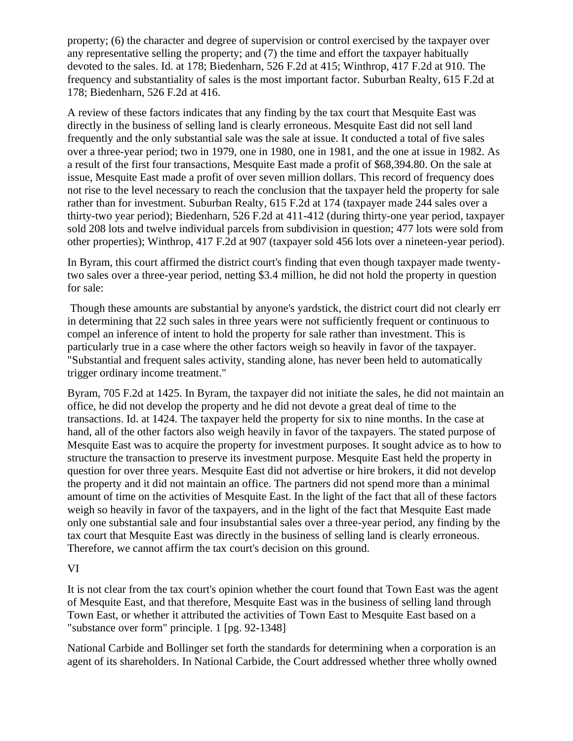property; (6) the character and degree of supervision or control exercised by the taxpayer over any representative selling the property; and (7) the time and effort the taxpayer habitually devoted to the sales. Id. at 178; Biedenharn, 526 F.2d at 415; Winthrop, 417 F.2d at 910. The frequency and substantiality of sales is the most important factor. Suburban Realty, 615 F.2d at 178; Biedenharn, 526 F.2d at 416.

A review of these factors indicates that any finding by the tax court that Mesquite East was directly in the business of selling land is clearly erroneous. Mesquite East did not sell land frequently and the only substantial sale was the sale at issue. It conducted a total of five sales over a three-year period; two in 1979, one in 1980, one in 1981, and the one at issue in 1982. As a result of the first four transactions, Mesquite East made a profit of $68,394.80. On the sale at issue, Mesquite East made a profit of over seven million dollars. This record of frequency does not rise to the level necessary to reach the conclusion that the taxpayer held the property for sale rather than for investment. Suburban Realty, 615 F.2d at 174 (taxpayer made 244 sales over a thirty-two year period); Biedenharn, 526 F.2d at 411-412 (during thirty-one year period, taxpayer sold 208 lots and twelve individual parcels from subdivision in question; 477 lots were sold from other properties); Winthrop, 417 F.2d at 907 (taxpayer sold 456 lots over a nineteen-year period).

In Byram, this court affirmed the district court's finding that even though taxpayer made twenty-two sales over a three-year period, netting $3.4 million, he did not hold the property in question for sale:

> Though these amounts are substantial by anyone's yardstick, the district court did not clearly err in determining that 22 such sales in three years were not sufficiently frequent or continuous to compel an inference of intent to hold the property for sale rather than investment. This is particularly true in a case where the other factors weigh so heavily in favor of the taxpayer. "Substantial and frequent sales activity, standing alone, has never been held to automatically trigger ordinary income treatment."

Byram, 705 F.2d at 1425. In Byram, the taxpayer did not initiate the sales, he did not maintain an office, he did not develop the property and he did not devote a great deal of time to the transactions. Id. at 1424. The taxpayer held the property for six to nine months. In the case at hand, all of the other factors also weigh heavily in favor of the taxpayers. The stated purpose of Mesquite East was to acquire the property for investment purposes. It sought advice as to how to structure the transaction to preserve its investment purpose. Mesquite East held the property in question for over three years. Mesquite East did not advertise or hire brokers, it did not develop the property and it did not maintain an office. The partners did not spend more than a minimal amount of time on the activities of Mesquite East. In the light of the fact that all of these factors weigh so heavily in favor of the taxpayers, and in the light of the fact that Mesquite East made only one substantial sale and four insubstantial sales over a three-year period, any finding by the tax court that Mesquite East was directly in the business of selling land is clearly erroneous. Therefore, we cannot affirm the tax court's decision on this ground.

## VI

It is not clear from the tax court's opinion whether the court found that Town East was the agent of Mesquite East, and that therefore, Mesquite East was in the business of selling land through Town East, or whether it attributed the activities of Town East to Mesquite East based on a "substance over form" principle. 1 [pg. 92-1348]

National Carbide and Bollinger set forth the standards for determining when a corporation is an agent of its shareholders. In National Carbide, the Court addressed whether three wholly owned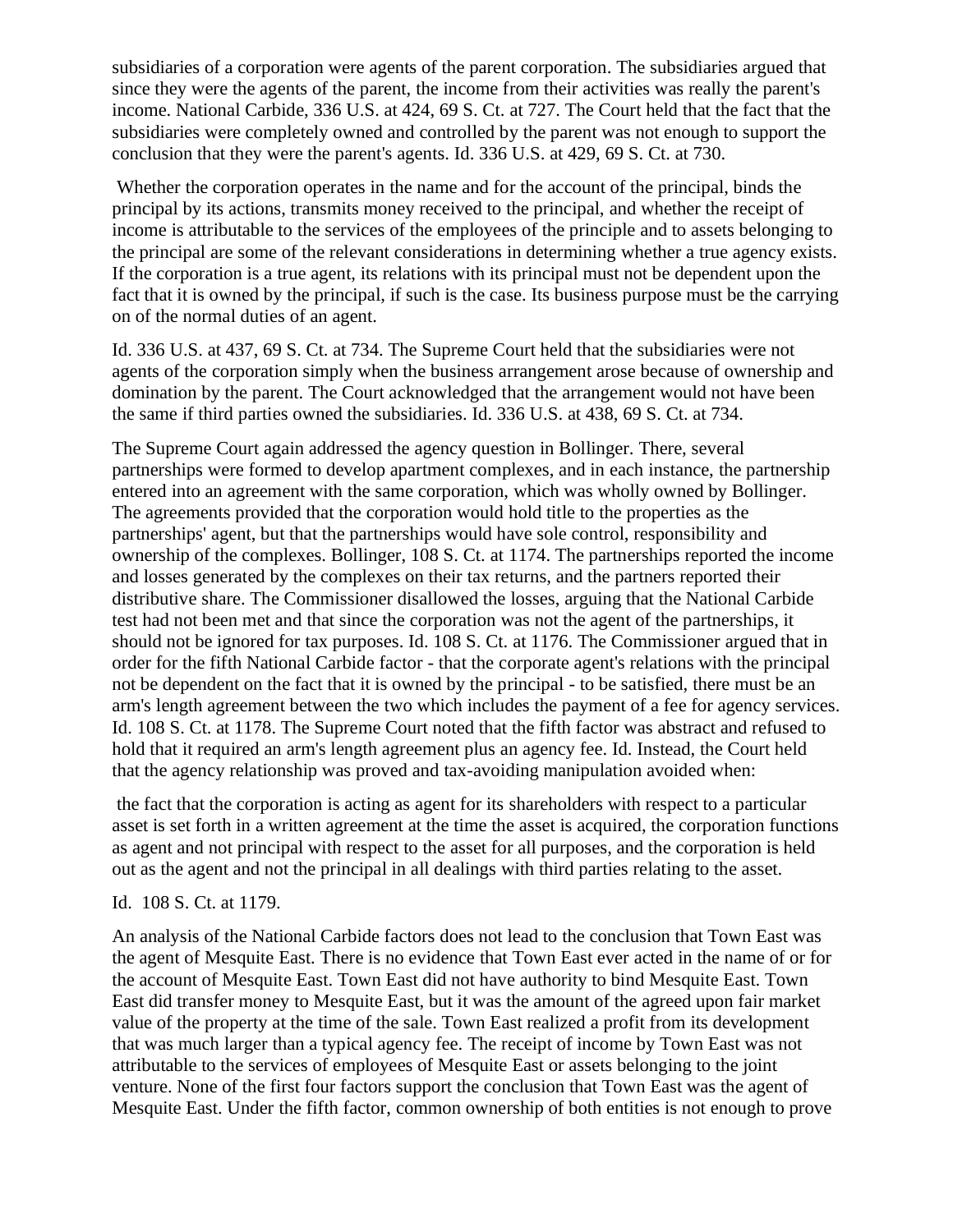subsidiaries of a corporation were agents of the parent corporation. The subsidiaries argued that since they were the agents of the parent, the income from their activities was really the parent's income. National Carbide, 336 U.S. at 424, 69 S. Ct. at 727. The Court held that the fact that the subsidiaries were completely owned and controlled by the parent was not enough to support the conclusion that they were the parent's agents. Id. 336 U.S. at 429, 69 S. Ct. at 730.

> Whether the corporation operates in the name and for the account of the principal, binds the principal by its actions, transmits money received to the principal, and whether the receipt of income is attributable to the services of the employees of the principle and to assets belonging to the principal are some of the relevant considerations in determining whether a true agency exists. If the corporation is a true agent, its relations with its principal must not be dependent upon the fact that it is owned by the principal, if such is the case. Its business purpose must be the carrying on of the normal duties of an agent.

Id. 336 U.S. at 437, 69 S. Ct. at 734. The Supreme Court held that the subsidiaries were not agents of the corporation simply when the business arrangement arose because of ownership and domination by the parent. The Court acknowledged that the arrangement would not have been the same if third parties owned the subsidiaries. Id. 336 U.S. at 438, 69 S. Ct. at 734.

The Supreme Court again addressed the agency question in Bollinger. There, several partnerships were formed to develop apartment complexes, and in each instance, the partnership entered into an agreement with the same corporation, which was wholly owned by Bollinger. The agreements provided that the corporation would hold title to the properties as the partnerships' agent, but that the partnerships would have sole control, responsibility and ownership of the complexes. Bollinger, 108 S. Ct. at 1174. The partnerships reported the income and losses generated by the complexes on their tax returns, and the partners reported their distributive share. The Commissioner disallowed the losses, arguing that the National Carbide test had not been met and that since the corporation was not the agent of the partnerships, it should not be ignored for tax purposes. Id. 108 S. Ct. at 1176. The Commissioner argued that in order for the fifth National Carbide factor - that the corporate agent's relations with the principal not be dependent on the fact that it is owned by the principal - to be satisfied, there must be an arm's length agreement between the two which includes the payment of a fee for agency services. Id. 108 S. Ct. at 1178. The Supreme Court noted that the fifth factor was abstract and refused to hold that it required an arm's length agreement plus an agency fee. Id. Instead, the Court held that the agency relationship was proved and tax-avoiding manipulation avoided when:

> the fact that the corporation is acting as agent for its shareholders with respect to a particular asset is set forth in a written agreement at the time the asset is acquired, the corporation functions as agent and not principal with respect to the asset for all purposes, and the corporation is held out as the agent and not the principal in all dealings with third parties relating to the asset.

Id. 108 S. Ct. at 1179.

An analysis of the National Carbide factors does not lead to the conclusion that Town East was the agent of Mesquite East. There is no evidence that Town East ever acted in the name of or for the account of Mesquite East. Town East did not have authority to bind Mesquite East. Town East did transfer money to Mesquite East, but it was the amount of the agreed upon fair market value of the property at the time of the sale. Town East realized a profit from its development that was much larger than a typical agency fee. The receipt of income by Town East was not attributable to the services of employees of Mesquite East or assets belonging to the joint venture. None of the first four factors support the conclusion that Town East was the agent of Mesquite East. Under the fifth factor, common ownership of both entities is not enough to prove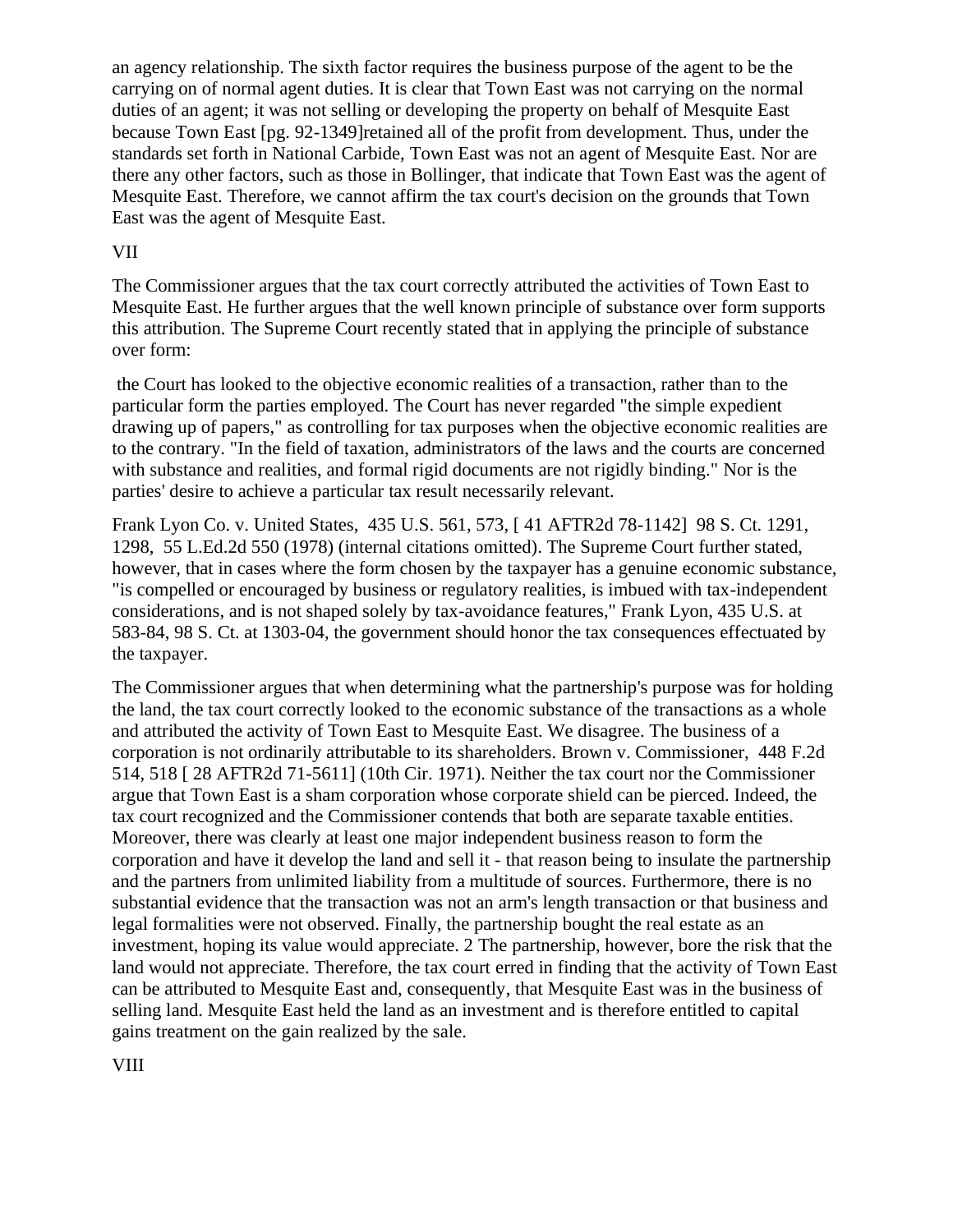an agency relationship. The sixth factor requires the business purpose of the agent to be the carrying on of normal agent duties. It is clear that Town East was not carrying on the normal duties of an agent; it was not selling or developing the property on behalf of Mesquite East because Town East [pg. 92-1349]retained all of the profit from development. Thus, under the standards set forth in National Carbide, Town East was not an agent of Mesquite East. Nor are there any other factors, such as those in Bollinger, that indicate that Town East was the agent of Mesquite East. Therefore, we cannot affirm the tax court's decision on the grounds that Town East was the agent of Mesquite East.

VII

The Commissioner argues that the tax court correctly attributed the activities of Town East to Mesquite East. He further argues that the well known principle of substance over form supports this attribution. The Supreme Court recently stated that in applying the principle of substance over form:

> the Court has looked to the objective economic realities of a transaction, rather than to the particular form the parties employed. The Court has never regarded "the simple expedient drawing up of papers," as controlling for tax purposes when the objective economic realities are to the contrary. "In the field of taxation, administrators of the laws and the courts are concerned with substance and realities, and formal rigid documents are not rigidly binding." Nor is the parties' desire to achieve a particular tax result necessarily relevant.

Frank Lyon Co. v. United States, 435 U.S. 561, 573, [ 41 AFTR2d 78-1142] 98 S. Ct. 1291, 1298, 55 L.Ed.2d 550 (1978) (internal citations omitted). The Supreme Court further stated, however, that in cases where the form chosen by the taxpayer has a genuine economic substance, "is compelled or encouraged by business or regulatory realities, is imbued with tax-independent considerations, and is not shaped solely by tax-avoidance features," Frank Lyon, 435 U.S. at 583-84, 98 S. Ct. at 1303-04, the government should honor the tax consequences effectuated by the taxpayer.

The Commissioner argues that when determining what the partnership's purpose was for holding the land, the tax court correctly looked to the economic substance of the transactions as a whole and attributed the activity of Town East to Mesquite East. We disagree. The business of a corporation is not ordinarily attributable to its shareholders. Brown v. Commissioner, 448 F.2d 514, 518 [ 28 AFTR2d 71-5611] (10th Cir. 1971). Neither the tax court nor the Commissioner argue that Town East is a sham corporation whose corporate shield can be pierced. Indeed, the tax court recognized and the Commissioner contends that both are separate taxable entities. Moreover, there was clearly at least one major independent business reason to form the corporation and have it develop the land and sell it - that reason being to insulate the partnership and the partners from unlimited liability from a multitude of sources. Furthermore, there is no substantial evidence that the transaction was not an arm's length transaction or that business and legal formalities were not observed. Finally, the partnership bought the real estate as an investment, hoping its value would appreciate. 2 The partnership, however, bore the risk that the land would not appreciate. Therefore, the tax court erred in finding that the activity of Town East can be attributed to Mesquite East and, consequently, that Mesquite East was in the business of selling land. Mesquite East held the land as an investment and is therefore entitled to capital gains treatment on the gain realized by the sale.

VIII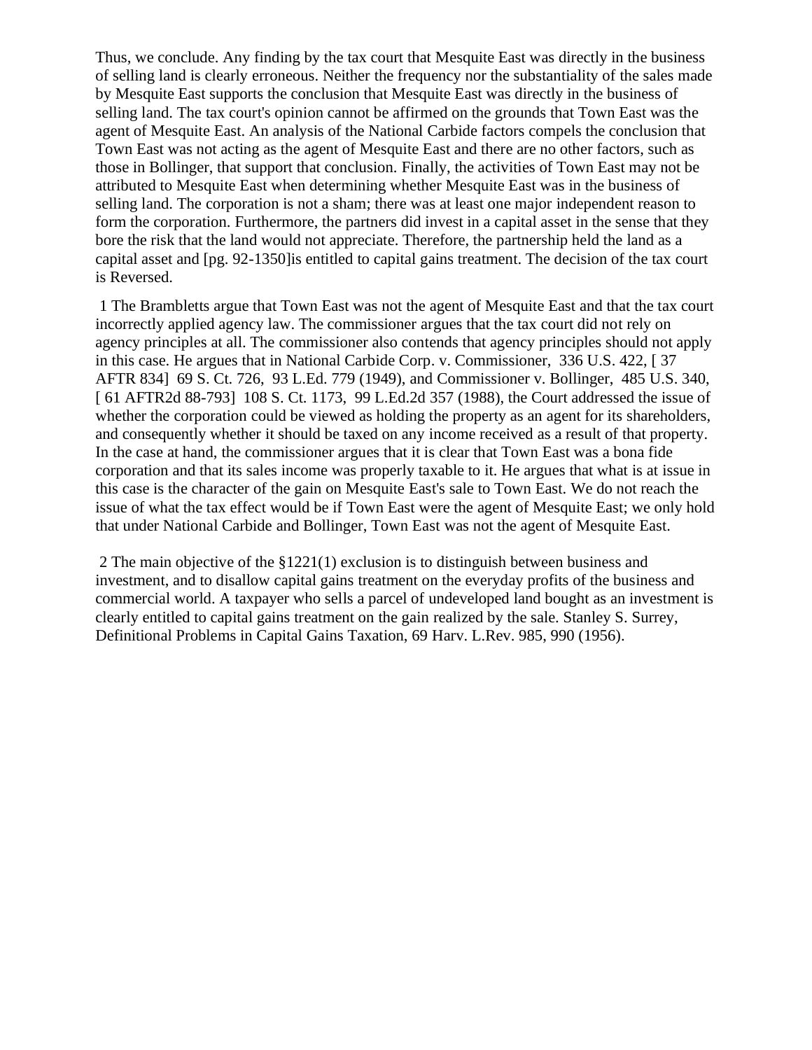Thus, we conclude. Any finding by the tax court that Mesquite East was directly in the business of selling land is clearly erroneous. Neither the frequency nor the substantiality of the sales made by Mesquite East supports the conclusion that Mesquite East was directly in the business of selling land. The tax court's opinion cannot be affirmed on the grounds that Town East was the agent of Mesquite East. An analysis of the National Carbide factors compels the conclusion that Town East was not acting as the agent of Mesquite East and there are no other factors, such as those in Bollinger, that support that conclusion. Finally, the activities of Town East may not be attributed to Mesquite East when determining whether Mesquite East was in the business of selling land. The corporation is not a sham; there was at least one major independent reason to form the corporation. Furthermore, the partners did invest in a capital asset in the sense that they bore the risk that the land would not appreciate. Therefore, the partnership held the land as a capital asset and [pg. 92-1350]is entitled to capital gains treatment. The decision of the tax court is Reversed.

1 The Brambletts argue that Town East was not the agent of Mesquite East and that the tax court incorrectly applied agency law. The commissioner argues that the tax court did not rely on agency principles at all. The commissioner also contends that agency principles should not apply in this case. He argues that in National Carbide Corp. v. Commissioner, 336 U.S. 422, [ 37 AFTR 834] 69 S. Ct. 726, 93 L.Ed. 779 (1949), and Commissioner v. Bollinger, 485 U.S. 340, [ 61 AFTR2d 88-793] 108 S. Ct. 1173, 99 L.Ed.2d 357 (1988), the Court addressed the issue of whether the corporation could be viewed as holding the property as an agent for its shareholders, and consequently whether it should be taxed on any income received as a result of that property. In the case at hand, the commissioner argues that it is clear that Town East was a bona fide corporation and that its sales income was properly taxable to it. He argues that what is at issue in this case is the character of the gain on Mesquite East's sale to Town East. We do not reach the issue of what the tax effect would be if Town East were the agent of Mesquite East; we only hold that under National Carbide and Bollinger, Town East was not the agent of Mesquite East.

2 The main objective of the §1221(1) exclusion is to distinguish between business and investment, and to disallow capital gains treatment on the everyday profits of the business and commercial world. A taxpayer who sells a parcel of undeveloped land bought as an investment is clearly entitled to capital gains treatment on the gain realized by the sale. Stanley S. Surrey, Definitional Problems in Capital Gains Taxation, 69 Harv. L.Rev. 985, 990 (1956).